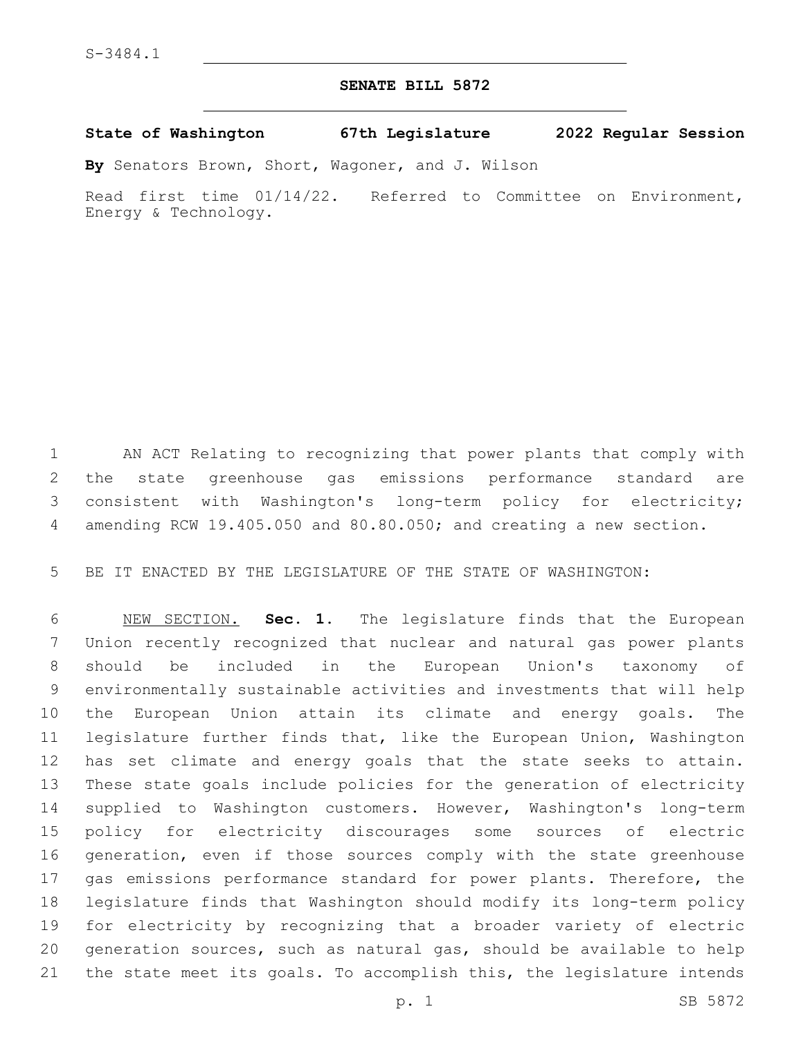S-3484.1

# SENATE BILL 5872

**State of Washington 67th Legislature 2022 Regular Session**

**By** Senators Brown, Short, Wagoner, and J. Wilson

Read first time 01/14/22. Referred to Committee on Environment, Energy & Technology.

AN ACT Relating to recognizing that power plants that comply with the state greenhouse gas emissions performance standard are consistent with Washington's long-term policy for electricity; amending RCW 19.405.050 and 80.80.050; and creating a new section.

BE IT ENACTED BY THE LEGISLATURE OF THE STATE OF WASHINGTON:

NEW SECTION. **Sec. 1.** The legislature finds that the European Union recently recognized that nuclear and natural gas power plants should be included in the European Union's taxonomy of environmentally sustainable activities and investments that will help the European Union attain its climate and energy goals. The legislature further finds that, like the European Union, Washington has set climate and energy goals that the state seeks to attain. These state goals include policies for the generation of electricity supplied to Washington customers. However, Washington's long-term policy for electricity discourages some sources of electric generation, even if those sources comply with the state greenhouse gas emissions performance standard for power plants. Therefore, the legislature finds that Washington should modify its long-term policy for electricity by recognizing that a broader variety of electric generation sources, such as natural gas, should be available to help the state meet its goals. To accomplish this, the legislature intends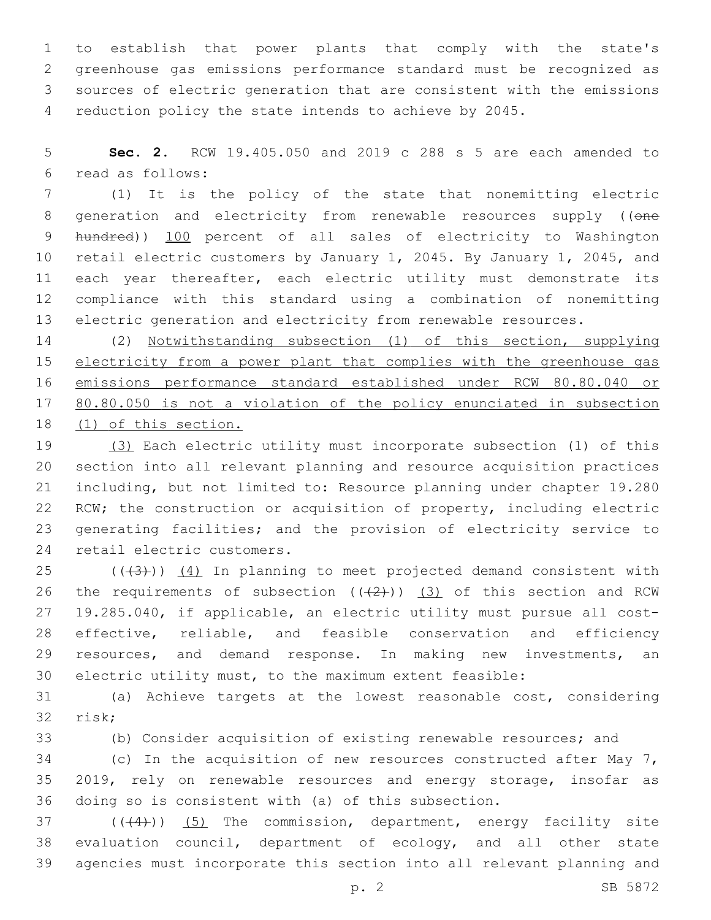to establish that power plants that comply with the state's greenhouse gas emissions performance standard must be recognized as sources of electric generation that are consistent with the emissions reduction policy the state intends to achieve by 2045.

**Sec. 2.** RCW 19.405.050 and 2019 c 288 s 5 are each amended to read as follows:

(1) It is the policy of the state that nonemitting electric generation and electricity from renewable resources supply ((~~one hundred~~)) <u>100</u> percent of all sales of electricity to Washington retail electric customers by January 1, 2045. By January 1, 2045, and each year thereafter, each electric utility must demonstrate its compliance with this standard using a combination of nonemitting electric generation and electricity from renewable resources.

(2) <u>Notwithstanding subsection (1) of this section, supplying electricity from a power plant that complies with the greenhouse gas emissions performance standard established under RCW 80.80.040 or 80.80.050 is not a violation of the policy enunciated in subsection (1) of this section.</u>

<u>(3)</u> Each electric utility must incorporate subsection (1) of this section into all relevant planning and resource acquisition practices including, but not limited to: Resource planning under chapter 19.280 RCW; the construction or acquisition of property, including electric generating facilities; and the provision of electricity service to retail electric customers.

((~~(3)~~)) <u>(4)</u> In planning to meet projected demand consistent with the requirements of subsection ((~~(2)~~)) <u>(3)</u> of this section and RCW 19.285.040, if applicable, an electric utility must pursue all cost-effective, reliable, and feasible conservation and efficiency resources, and demand response. In making new investments, an electric utility must, to the maximum extent feasible:

(a) Achieve targets at the lowest reasonable cost, considering risk;

(b) Consider acquisition of existing renewable resources; and

(c) In the acquisition of new resources constructed after May 7, 2019, rely on renewable resources and energy storage, insofar as doing so is consistent with (a) of this subsection.

((~~(4)~~)) <u>(5)</u> The commission, department, energy facility site evaluation council, department of ecology, and all other state agencies must incorporate this section into all relevant planning and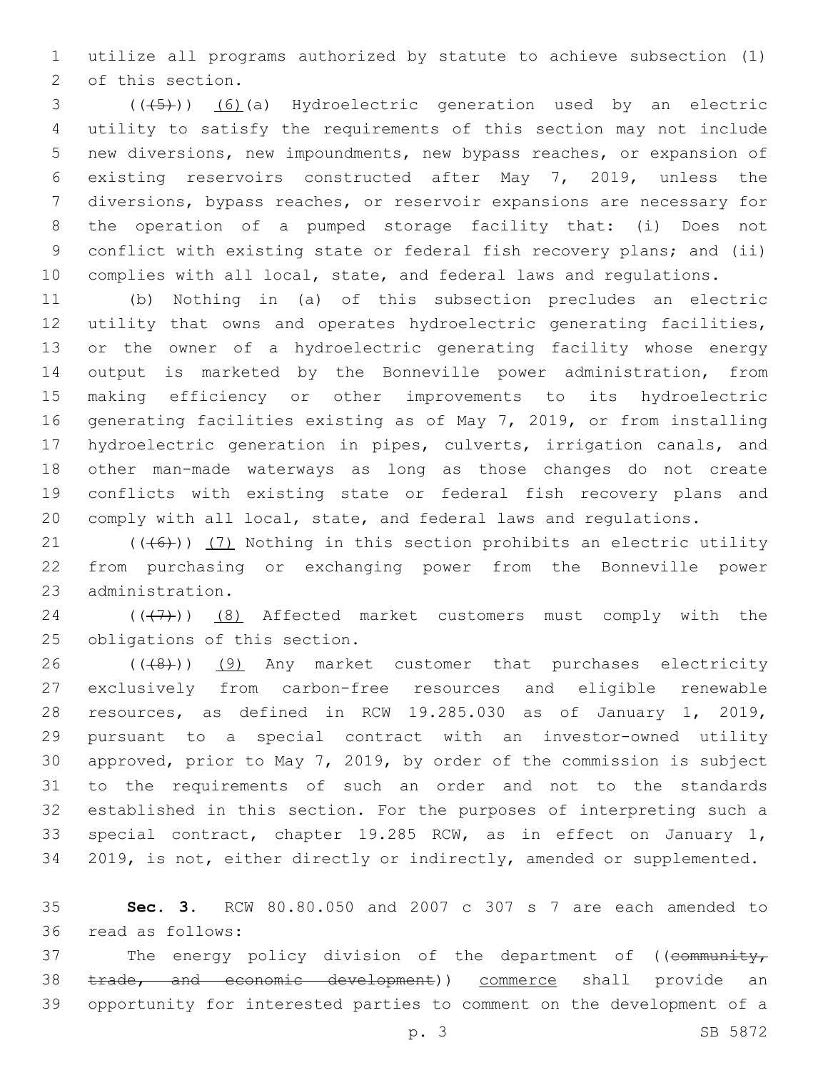utilize all programs authorized by statute to achieve subsection (1) of this section.

((~~(5)~~)) (6)(a) Hydroelectric generation used by an electric utility to satisfy the requirements of this section may not include new diversions, new impoundments, new bypass reaches, or expansion of existing reservoirs constructed after May 7, 2019, unless the diversions, bypass reaches, or reservoir expansions are necessary for the operation of a pumped storage facility that: (i) Does not conflict with existing state or federal fish recovery plans; and (ii) complies with all local, state, and federal laws and regulations.

(b) Nothing in (a) of this subsection precludes an electric utility that owns and operates hydroelectric generating facilities, or the owner of a hydroelectric generating facility whose energy output is marketed by the Bonneville power administration, from making efficiency or other improvements to its hydroelectric generating facilities existing as of May 7, 2019, or from installing hydroelectric generation in pipes, culverts, irrigation canals, and other man-made waterways as long as those changes do not create conflicts with existing state or federal fish recovery plans and comply with all local, state, and federal laws and regulations.

((~~(6)~~)) (7) Nothing in this section prohibits an electric utility from purchasing or exchanging power from the Bonneville power administration.

((~~(7)~~)) (8) Affected market customers must comply with the obligations of this section.

((~~(8)~~)) (9) Any market customer that purchases electricity exclusively from carbon-free resources and eligible renewable resources, as defined in RCW 19.285.030 as of January 1, 2019, pursuant to a special contract with an investor-owned utility approved, prior to May 7, 2019, by order of the commission is subject to the requirements of such an order and not to the standards established in this section. For the purposes of interpreting such a special contract, chapter 19.285 RCW, as in effect on January 1, 2019, is not, either directly or indirectly, amended or supplemented.

**Sec. 3.** RCW 80.80.050 and 2007 c 307 s 7 are each amended to read as follows:

The energy policy division of the department of ((~~community, trade, and economic development~~)) commerce shall provide an opportunity for interested parties to comment on the development of a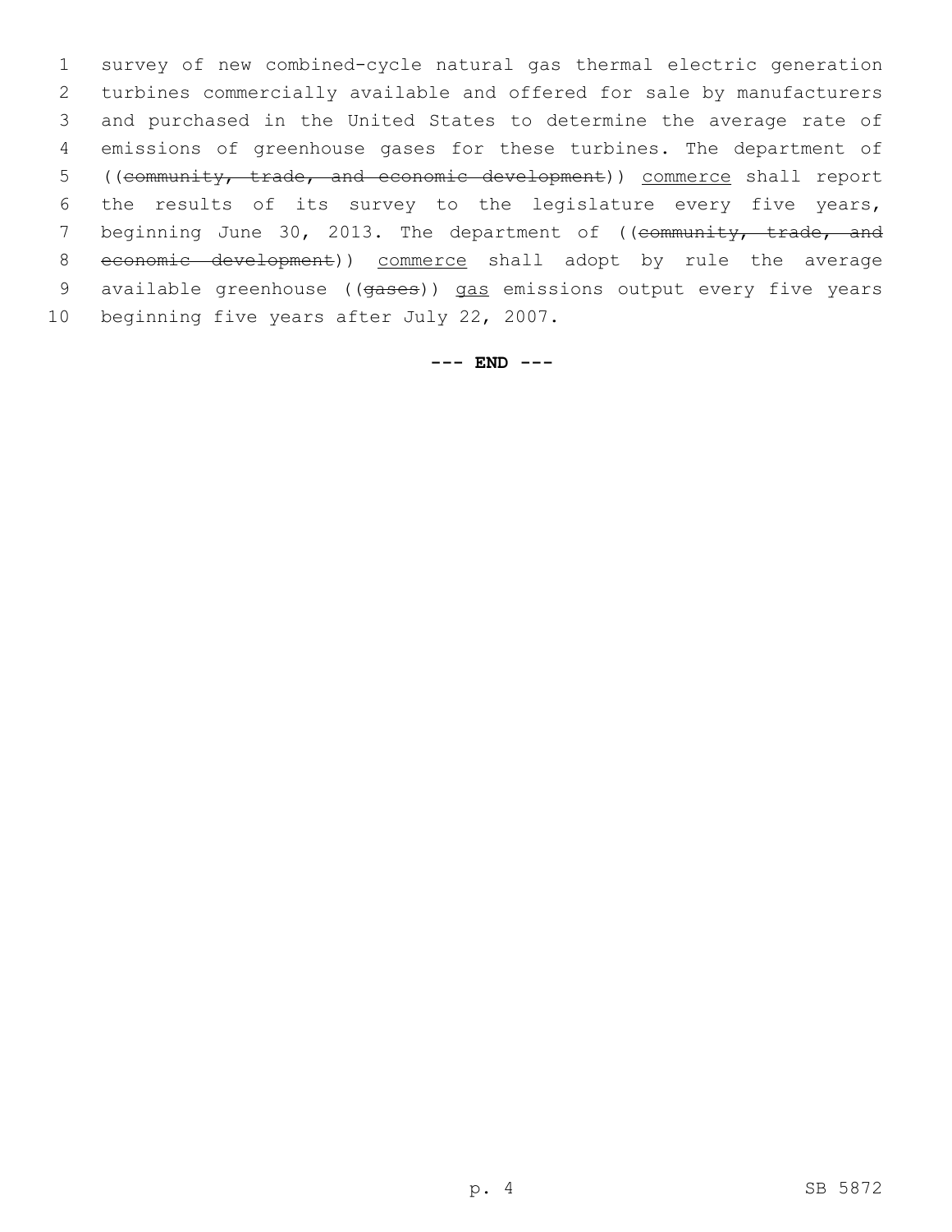survey of new combined-cycle natural gas thermal electric generation turbines commercially available and offered for sale by manufacturers and purchased in the United States to determine the average rate of emissions of greenhouse gases for these turbines. The department of ((~~community, trade, and economic development~~)) commerce shall report the results of its survey to the legislature every five years, beginning June 30, 2013. The department of ((~~community, trade, and economic development~~)) commerce shall adopt by rule the average available greenhouse ((~~gases~~)) gas emissions output every five years beginning five years after July 22, 2007.

**--- END ---**